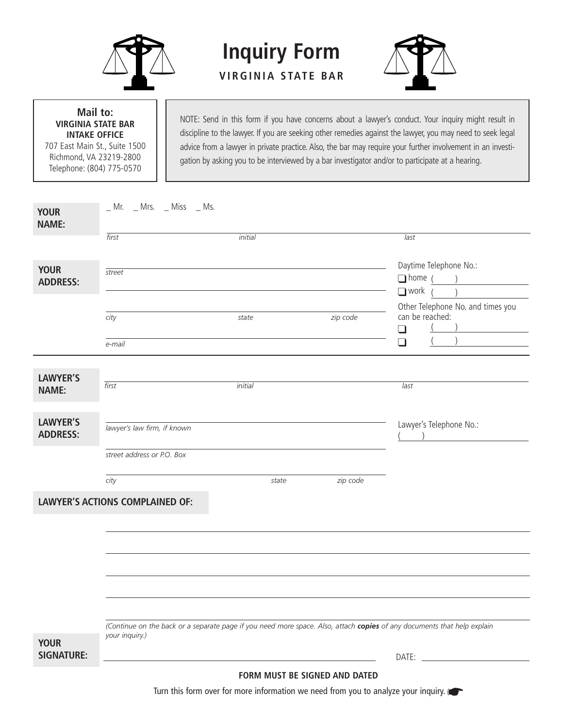# Inquiry Form

**VIRGINIA STATE BAR**

**Mail to:**
**VIRGINIA STATE BAR**
**INTAKE OFFICE**
707 East Main St., Suite 1500
Richmond, VA 23219-2800
Telephone: (804) 775-0570

NOTE: Send in this form if you have concerns about a lawyer's conduct. Your inquiry might result in discipline to the lawyer. If you are seeking other remedies against the lawyer, you may need to seek legal advice from a lawyer in private practice. Also, the bar may require your further involvement in an investigation by asking you to be interviewed by a bar investigator and/or to participate at a hearing.

**YOUR NAME:**

_ Mr. _ Mrs. _ Miss _ Ms.

*first* *initial* *last*

**YOUR ADDRESS:**

*street*

*city* *state* *zip code*

*e-mail*

Daytime Telephone No.:
❑ home ( )
❑ work ( )

Other Telephone No. and times you can be reached:
❑ ( )
❑ ( )

**LAWYER'S NAME:**

*first* *initial* *last*

**LAWYER'S ADDRESS:**

*lawyer's law firm, if known*

*street address or P.O. Box*

*city* *state* *zip code*

Lawyer's Telephone No.:
( )

**LAWYER'S ACTIONS COMPLAINED OF:**

*(Continue on the back or a separate page if you need more space. Also, attach* ***copies*** *of any documents that help explain your inquiry.)*

**YOUR SIGNATURE:**

DATE:

**FORM MUST BE SIGNED AND DATED**

Turn this form over for more information we need from you to analyze your inquiry. ☛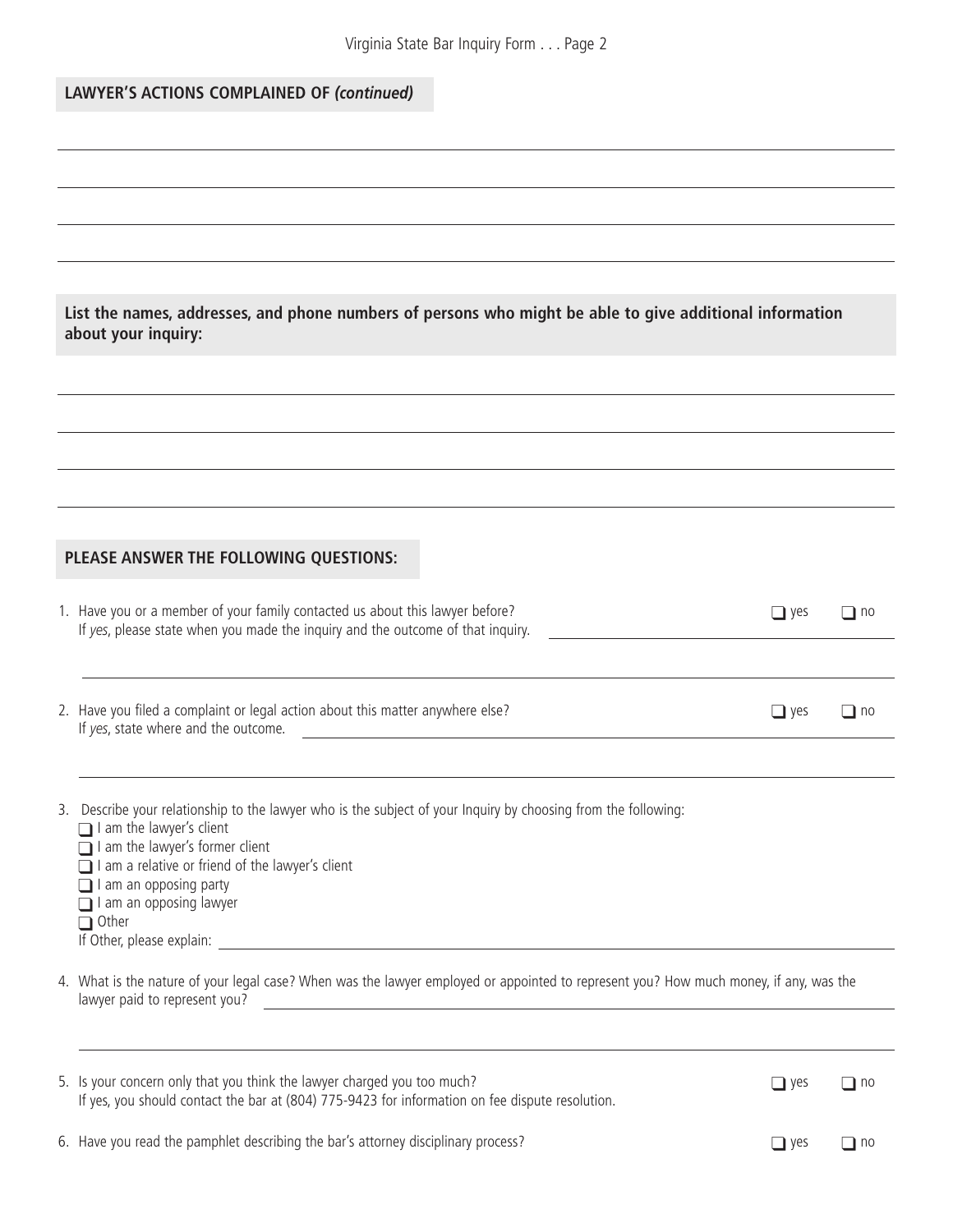## LAWYER'S ACTIONS COMPLAINED OF *(continued)*

**List the names, addresses, and phone numbers of persons who might be able to give additional information about your inquiry:**

## PLEASE ANSWER THE FOLLOWING QUESTIONS:

1. Have you or a member of your family contacted us about this lawyer before? ❑ yes ❑ no
   If *yes*, please state when you made the inquiry and the outcome of that inquiry.

2. Have you filed a complaint or legal action about this matter anywhere else? ❑ yes ❑ no
   If *yes*, state where and the outcome.

3. Describe your relationship to the lawyer who is the subject of your Inquiry by choosing from the following:
   - ❑ I am the lawyer's client
   - ❑ I am the lawyer's former client
   - ❑ I am a relative or friend of the lawyer's client
   - ❑ I am an opposing party
   - ❑ I am an opposing lawyer
   - ❑ Other

   If Other, please explain:

4. What is the nature of your legal case? When was the lawyer employed or appointed to represent you? How much money, if any, was the lawyer paid to represent you?

5. Is your concern only that you think the lawyer charged you too much? ❑ yes ❑ no
   If yes, you should contact the bar at (804) 775-9423 for information on fee dispute resolution.

6. Have you read the pamphlet describing the bar's attorney disciplinary process? ❑ yes ❑ no